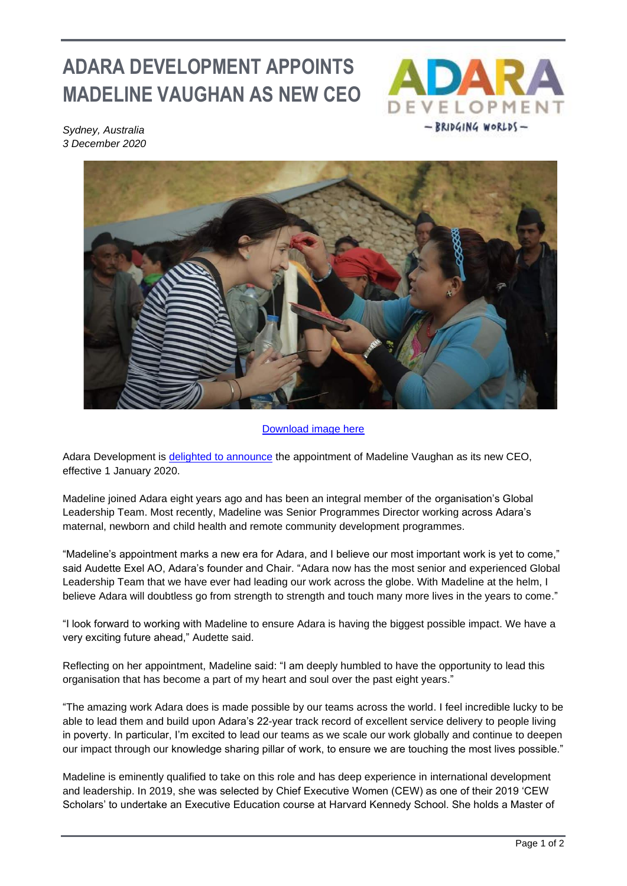# ADARA DEVELOPMENT APPOINTS MADELINE VAUGHAN AS NEW CEO

ADARA DEVELOPMENT
— BRIDGING WORLDS —

*Sydney, Australia*
*3 December 2020*

Download image here

Adara Development is delighted to announce the appointment of Madeline Vaughan as its new CEO, effective 1 January 2020.

Madeline joined Adara eight years ago and has been an integral member of the organisation's Global Leadership Team. Most recently, Madeline was Senior Programmes Director working across Adara's maternal, newborn and child health and remote community development programmes.

"Madeline's appointment marks a new era for Adara, and I believe our most important work is yet to come," said Audette Exel AO, Adara's founder and Chair. "Adara now has the most senior and experienced Global Leadership Team that we have ever had leading our work across the globe. With Madeline at the helm, I believe Adara will doubtless go from strength to strength and touch many more lives in the years to come."

"I look forward to working with Madeline to ensure Adara is having the biggest possible impact. We have a very exciting future ahead," Audette said.

Reflecting on her appointment, Madeline said: "I am deeply humbled to have the opportunity to lead this organisation that has become a part of my heart and soul over the past eight years."

"The amazing work Adara does is made possible by our teams across the world. I feel incredible lucky to be able to lead them and build upon Adara's 22-year track record of excellent service delivery to people living in poverty. In particular, I'm excited to lead our teams as we scale our work globally and continue to deepen our impact through our knowledge sharing pillar of work, to ensure we are touching the most lives possible."

Madeline is eminently qualified to take on this role and has deep experience in international development and leadership. In 2019, she was selected by Chief Executive Women (CEW) as one of their 2019 'CEW Scholars' to undertake an Executive Education course at Harvard Kennedy School. She holds a Master of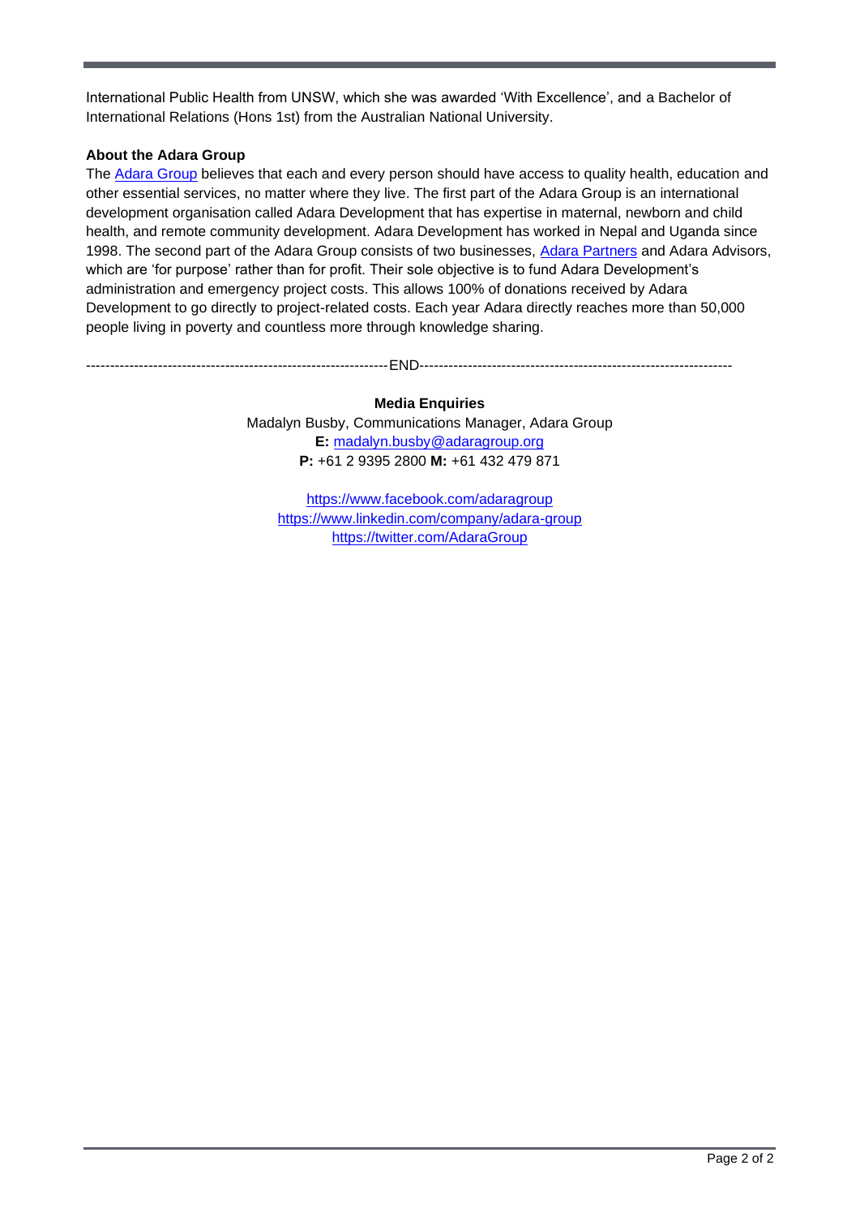International Public Health from UNSW, which she was awarded 'With Excellence', and a Bachelor of International Relations (Hons 1st) from the Australian National University.

**About the Adara Group**

The Adara Group believes that each and every person should have access to quality health, education and other essential services, no matter where they live. The first part of the Adara Group is an international development organisation called Adara Development that has expertise in maternal, newborn and child health, and remote community development. Adara Development has worked in Nepal and Uganda since 1998. The second part of the Adara Group consists of two businesses, Adara Partners and Adara Advisors, which are 'for purpose' rather than for profit. Their sole objective is to fund Adara Development's administration and emergency project costs. This allows 100% of donations received by Adara Development to go directly to project-related costs. Each year Adara directly reaches more than 50,000 people living in poverty and countless more through knowledge sharing.

---------------------------------------------------------------END----------------------------------------------------------------

**Media Enquiries**

Madalyn Busby, Communications Manager, Adara Group

**E:** madalyn.busby@adaragroup.org

**P:** +61 2 9395 2800 **M:** +61 432 479 871

https://www.facebook.com/adaragroup

https://www.linkedin.com/company/adara-group

https://twitter.com/AdaraGroup